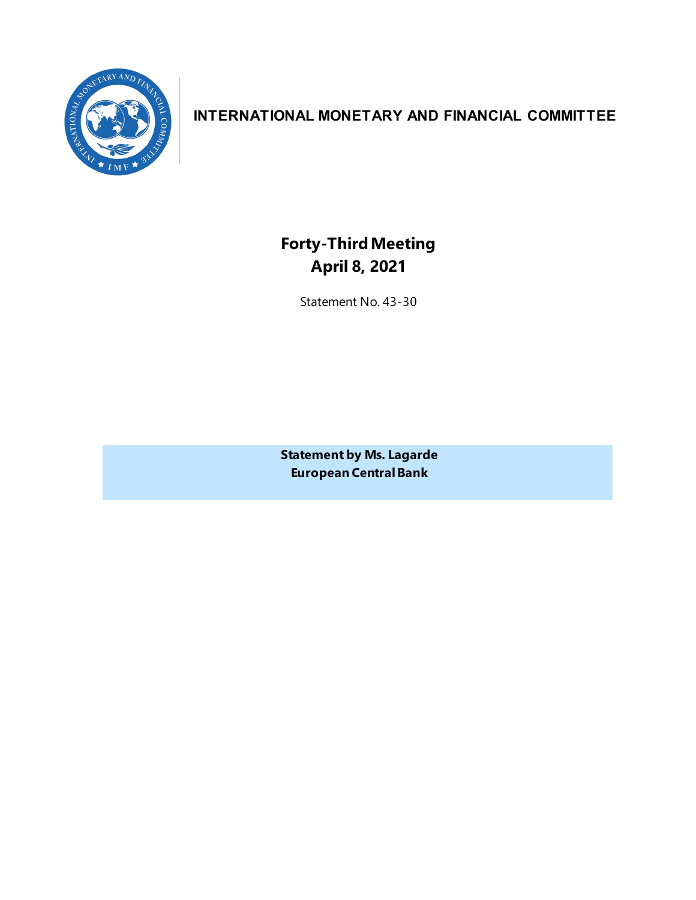**INTERNATIONAL MONETARY AND FINANCIAL COMMITTEE**

# Forty-Third Meeting
## April 8, 2021

Statement No. 43-30

**Statement by Ms. Lagarde**
**European Central Bank**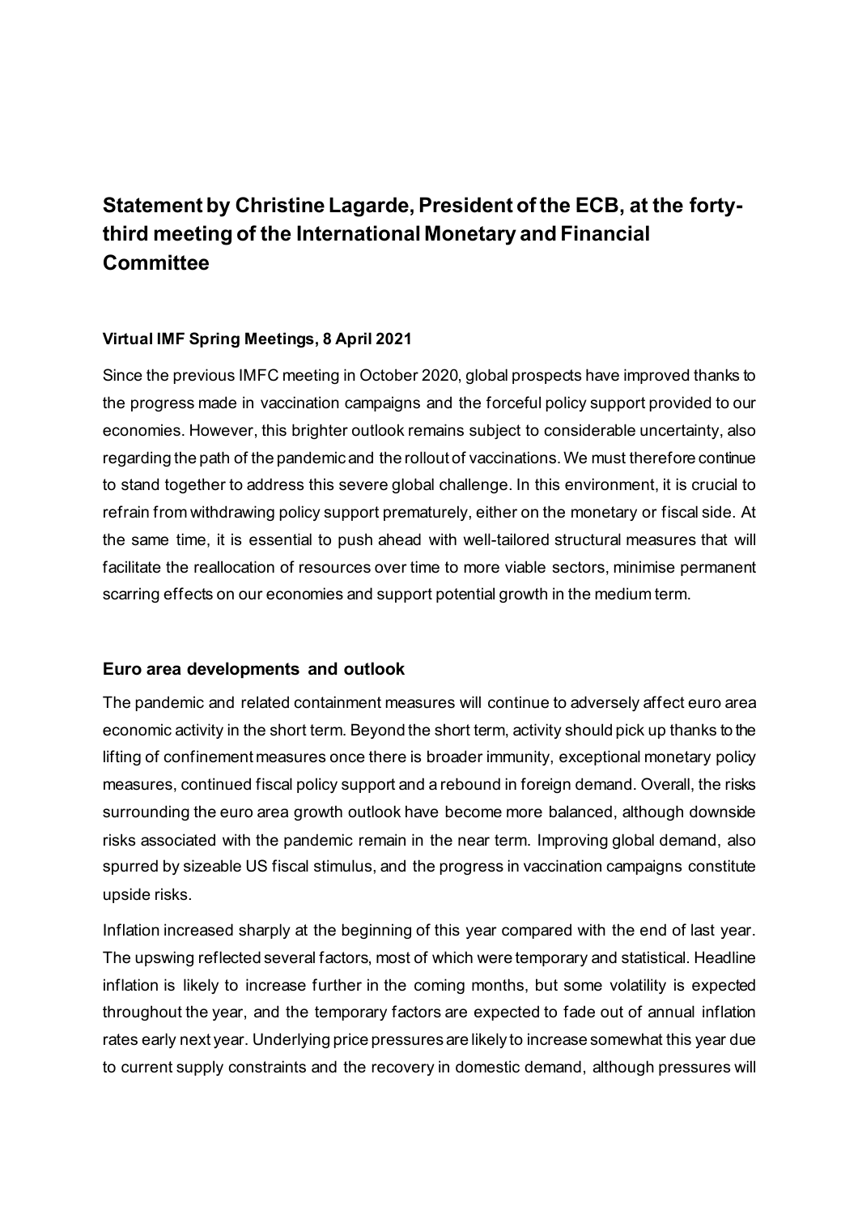# Statement by Christine Lagarde, President of the ECB, at the forty-third meeting of the International Monetary and Financial Committee

**Virtual IMF Spring Meetings, 8 April 2021**

Since the previous IMFC meeting in October 2020, global prospects have improved thanks to the progress made in vaccination campaigns and the forceful policy support provided to our economies. However, this brighter outlook remains subject to considerable uncertainty, also regarding the path of the pandemic and the rollout of vaccinations. We must therefore continue to stand together to address this severe global challenge. In this environment, it is crucial to refrain from withdrawing policy support prematurely, either on the monetary or fiscal side. At the same time, it is essential to push ahead with well-tailored structural measures that will facilitate the reallocation of resources over time to more viable sectors, minimise permanent scarring effects on our economies and support potential growth in the medium term.

## Euro area developments and outlook

The pandemic and related containment measures will continue to adversely affect euro area economic activity in the short term. Beyond the short term, activity should pick up thanks to the lifting of confinement measures once there is broader immunity, exceptional monetary policy measures, continued fiscal policy support and a rebound in foreign demand. Overall, the risks surrounding the euro area growth outlook have become more balanced, although downside risks associated with the pandemic remain in the near term. Improving global demand, also spurred by sizeable US fiscal stimulus, and the progress in vaccination campaigns constitute upside risks.

Inflation increased sharply at the beginning of this year compared with the end of last year. The upswing reflected several factors, most of which were temporary and statistical. Headline inflation is likely to increase further in the coming months, but some volatility is expected throughout the year, and the temporary factors are expected to fade out of annual inflation rates early next year. Underlying price pressures are likely to increase somewhat this year due to current supply constraints and the recovery in domestic demand, although pressures will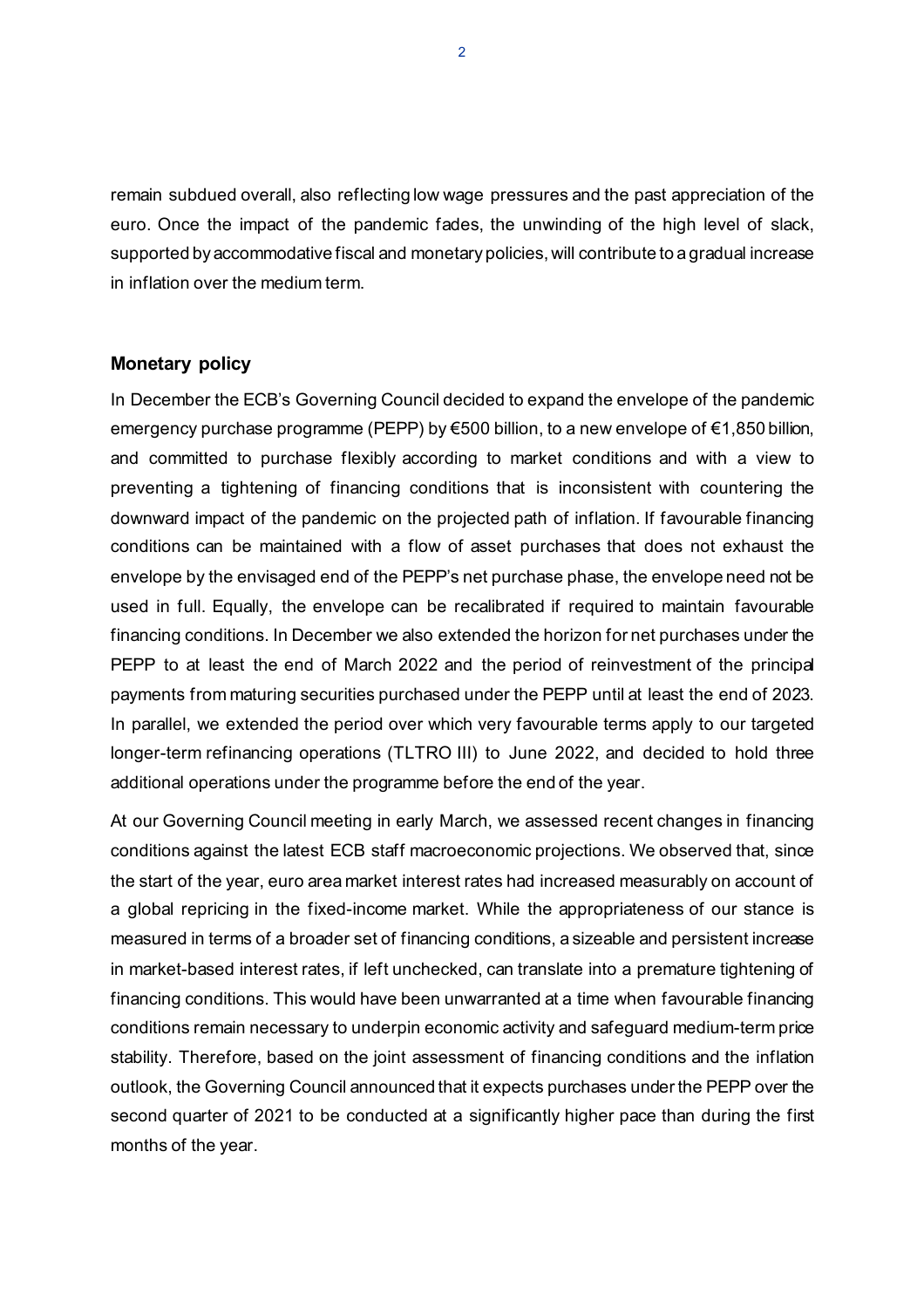remain subdued overall, also reflecting low wage pressures and the past appreciation of the euro. Once the impact of the pandemic fades, the unwinding of the high level of slack, supported by accommodative fiscal and monetary policies, will contribute to a gradual increase in inflation over the medium term.

## Monetary policy

In December the ECB's Governing Council decided to expand the envelope of the pandemic emergency purchase programme (PEPP) by €500 billion, to a new envelope of €1,850 billion, and committed to purchase flexibly according to market conditions and with a view to preventing a tightening of financing conditions that is inconsistent with countering the downward impact of the pandemic on the projected path of inflation. If favourable financing conditions can be maintained with a flow of asset purchases that does not exhaust the envelope by the envisaged end of the PEPP's net purchase phase, the envelope need not be used in full. Equally, the envelope can be recalibrated if required to maintain favourable financing conditions. In December we also extended the horizon for net purchases under the PEPP to at least the end of March 2022 and the period of reinvestment of the principal payments from maturing securities purchased under the PEPP until at least the end of 2023. In parallel, we extended the period over which very favourable terms apply to our targeted longer-term refinancing operations (TLTRO III) to June 2022, and decided to hold three additional operations under the programme before the end of the year.

At our Governing Council meeting in early March, we assessed recent changes in financing conditions against the latest ECB staff macroeconomic projections. We observed that, since the start of the year, euro area market interest rates had increased measurably on account of a global repricing in the fixed-income market. While the appropriateness of our stance is measured in terms of a broader set of financing conditions, a sizeable and persistent increase in market-based interest rates, if left unchecked, can translate into a premature tightening of financing conditions. This would have been unwarranted at a time when favourable financing conditions remain necessary to underpin economic activity and safeguard medium-term price stability. Therefore, based on the joint assessment of financing conditions and the inflation outlook, the Governing Council announced that it expects purchases under the PEPP over the second quarter of 2021 to be conducted at a significantly higher pace than during the first months of the year.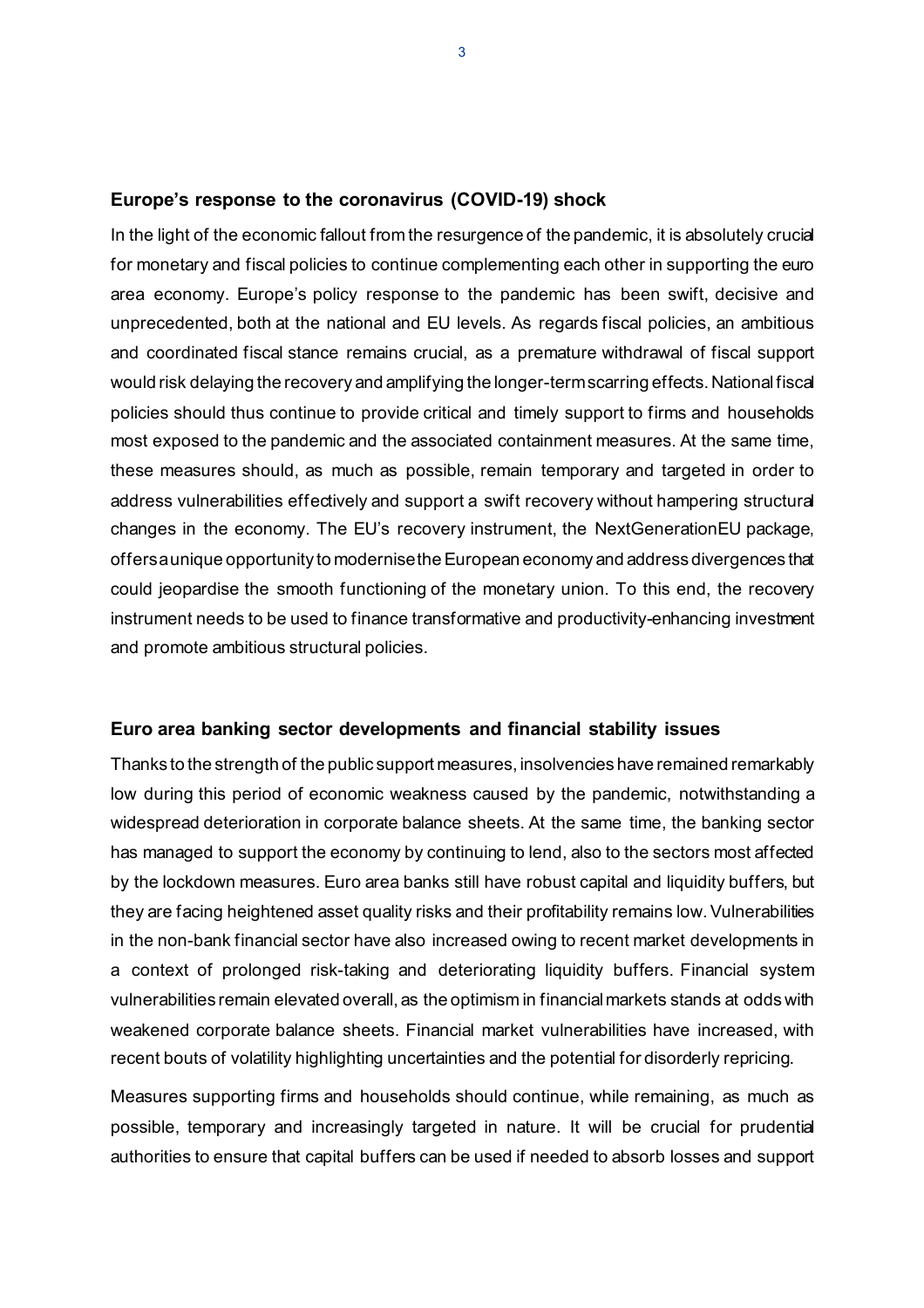## Europe's response to the coronavirus (COVID-19) shock

In the light of the economic fallout from the resurgence of the pandemic, it is absolutely crucial for monetary and fiscal policies to continue complementing each other in supporting the euro area economy. Europe's policy response to the pandemic has been swift, decisive and unprecedented, both at the national and EU levels. As regards fiscal policies, an ambitious and coordinated fiscal stance remains crucial, as a premature withdrawal of fiscal support would risk delaying the recovery and amplifying the longer-term scarring effects. National fiscal policies should thus continue to provide critical and timely support to firms and households most exposed to the pandemic and the associated containment measures. At the same time, these measures should, as much as possible, remain temporary and targeted in order to address vulnerabilities effectively and support a swift recovery without hampering structural changes in the economy. The EU's recovery instrument, the NextGenerationEU package, offers a unique opportunity to modernise the European economy and address divergences that could jeopardise the smooth functioning of the monetary union. To this end, the recovery instrument needs to be used to finance transformative and productivity-enhancing investment and promote ambitious structural policies.

## Euro area banking sector developments and financial stability issues

Thanks to the strength of the public support measures, insolvencies have remained remarkably low during this period of economic weakness caused by the pandemic, notwithstanding a widespread deterioration in corporate balance sheets. At the same time, the banking sector has managed to support the economy by continuing to lend, also to the sectors most affected by the lockdown measures. Euro area banks still have robust capital and liquidity buffers, but they are facing heightened asset quality risks and their profitability remains low. Vulnerabilities in the non-bank financial sector have also increased owing to recent market developments in a context of prolonged risk-taking and deteriorating liquidity buffers. Financial system vulnerabilities remain elevated overall, as the optimism in financial markets stands at odds with weakened corporate balance sheets. Financial market vulnerabilities have increased, with recent bouts of volatility highlighting uncertainties and the potential for disorderly repricing.

Measures supporting firms and households should continue, while remaining, as much as possible, temporary and increasingly targeted in nature. It will be crucial for prudential authorities to ensure that capital buffers can be used if needed to absorb losses and support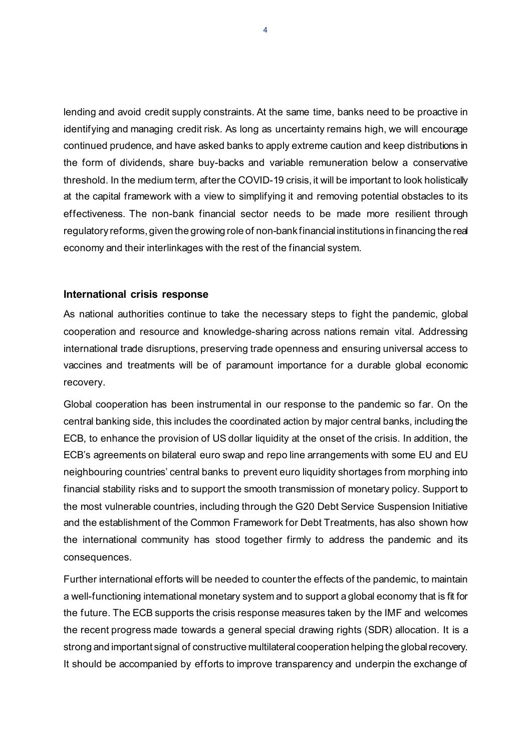lending and avoid credit supply constraints. At the same time, banks need to be proactive in identifying and managing credit risk. As long as uncertainty remains high, we will encourage continued prudence, and have asked banks to apply extreme caution and keep distributions in the form of dividends, share buy-backs and variable remuneration below a conservative threshold. In the medium term, after the COVID-19 crisis, it will be important to look holistically at the capital framework with a view to simplifying it and removing potential obstacles to its effectiveness. The non-bank financial sector needs to be made more resilient through regulatory reforms, given the growing role of non-bank financial institutions in financing the real economy and their interlinkages with the rest of the financial system.

## International crisis response

As national authorities continue to take the necessary steps to fight the pandemic, global cooperation and resource and knowledge-sharing across nations remain vital. Addressing international trade disruptions, preserving trade openness and ensuring universal access to vaccines and treatments will be of paramount importance for a durable global economic recovery.

Global cooperation has been instrumental in our response to the pandemic so far. On the central banking side, this includes the coordinated action by major central banks, including the ECB, to enhance the provision of US dollar liquidity at the onset of the crisis. In addition, the ECB's agreements on bilateral euro swap and repo line arrangements with some EU and EU neighbouring countries' central banks to prevent euro liquidity shortages from morphing into financial stability risks and to support the smooth transmission of monetary policy. Support to the most vulnerable countries, including through the G20 Debt Service Suspension Initiative and the establishment of the Common Framework for Debt Treatments, has also shown how the international community has stood together firmly to address the pandemic and its consequences.

Further international efforts will be needed to counter the effects of the pandemic, to maintain a well-functioning international monetary system and to support a global economy that is fit for the future. The ECB supports the crisis response measures taken by the IMF and welcomes the recent progress made towards a general special drawing rights (SDR) allocation. It is a strong and important signal of constructive multilateral cooperation helping the global recovery. It should be accompanied by efforts to improve transparency and underpin the exchange of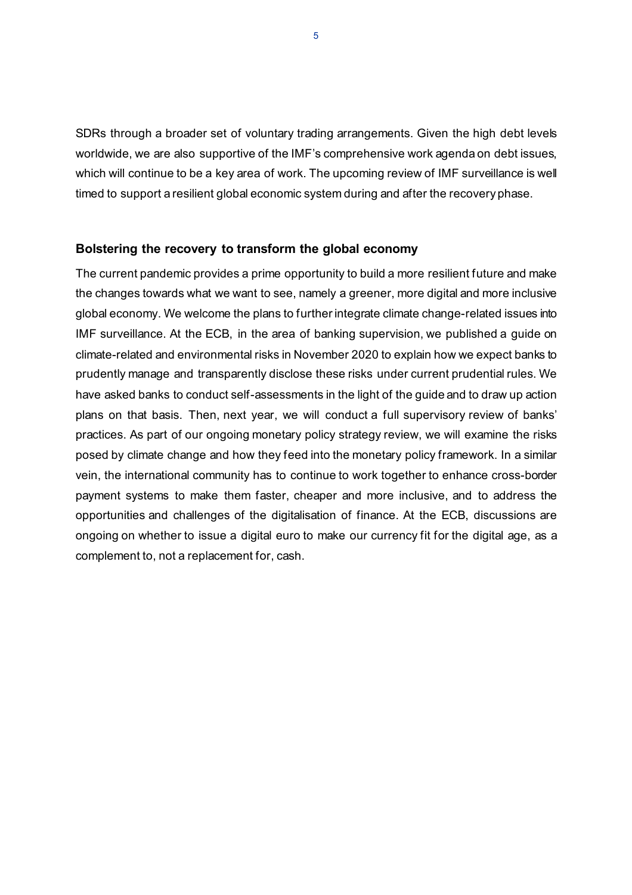SDRs through a broader set of voluntary trading arrangements. Given the high debt levels worldwide, we are also supportive of the IMF's comprehensive work agenda on debt issues, which will continue to be a key area of work. The upcoming review of IMF surveillance is well timed to support a resilient global economic system during and after the recovery phase.

## Bolstering the recovery to transform the global economy

The current pandemic provides a prime opportunity to build a more resilient future and make the changes towards what we want to see, namely a greener, more digital and more inclusive global economy. We welcome the plans to further integrate climate change-related issues into IMF surveillance. At the ECB, in the area of banking supervision, we published a guide on climate-related and environmental risks in November 2020 to explain how we expect banks to prudently manage and transparently disclose these risks under current prudential rules. We have asked banks to conduct self-assessments in the light of the guide and to draw up action plans on that basis. Then, next year, we will conduct a full supervisory review of banks' practices. As part of our ongoing monetary policy strategy review, we will examine the risks posed by climate change and how they feed into the monetary policy framework. In a similar vein, the international community has to continue to work together to enhance cross-border payment systems to make them faster, cheaper and more inclusive, and to address the opportunities and challenges of the digitalisation of finance. At the ECB, discussions are ongoing on whether to issue a digital euro to make our currency fit for the digital age, as a complement to, not a replacement for, cash.